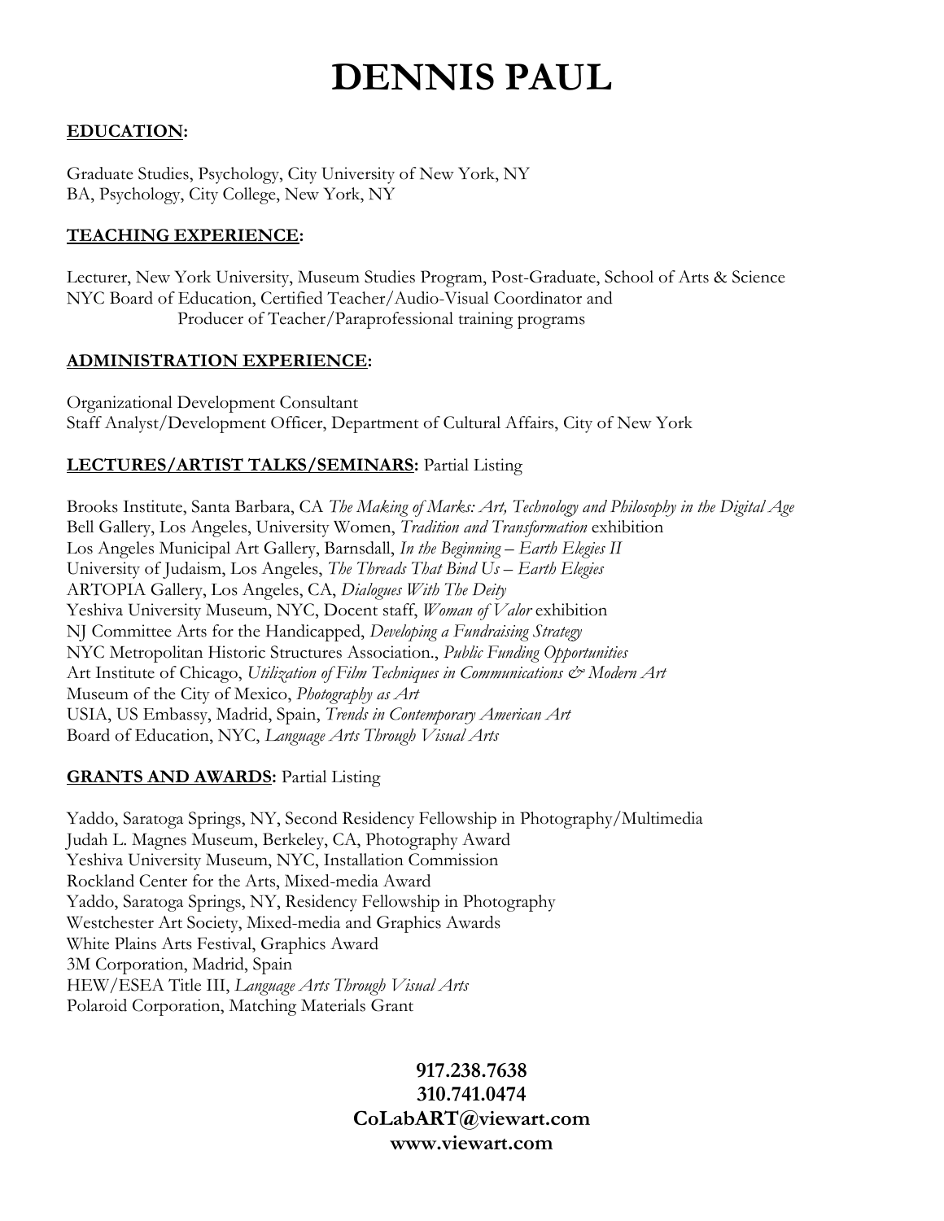# DENNIS PAUL

**EDUCATION:**

Graduate Studies, Psychology, City University of New York, NY
BA, Psychology, City College, New York, NY

**TEACHING EXPERIENCE:**

Lecturer, New York University, Museum Studies Program, Post-Graduate, School of Arts & Science
NYC Board of Education, Certified Teacher/Audio-Visual Coordinator and
Producer of Teacher/Paraprofessional training programs

**ADMINISTRATION EXPERIENCE:**

Organizational Development Consultant
Staff Analyst/Development Officer, Department of Cultural Affairs, City of New York

**LECTURES/ARTIST TALKS/SEMINARS:** Partial Listing

Brooks Institute, Santa Barbara, CA *The Making of Marks: Art, Technology and Philosophy in the Digital Age*
Bell Gallery, Los Angeles, University Women, *Tradition and Transformation* exhibition
Los Angeles Municipal Art Gallery, Barnsdall, *In the Beginning – Earth Elegies II*
University of Judaism, Los Angeles, *The Threads That Bind Us – Earth Elegies*
ARTOPIA Gallery, Los Angeles, CA, *Dialogues With The Deity*
Yeshiva University Museum, NYC, Docent staff, *Woman of Valor* exhibition
NJ Committee Arts for the Handicapped, *Developing a Fundraising Strategy*
NYC Metropolitan Historic Structures Association., *Public Funding Opportunities*
Art Institute of Chicago, *Utilization of Film Techniques in Communications & Modern Art*
Museum of the City of Mexico, *Photography as Art*
USIA, US Embassy, Madrid, Spain, *Trends in Contemporary American Art*
Board of Education, NYC, *Language Arts Through Visual Arts*

**GRANTS AND AWARDS:** Partial Listing

Yaddo, Saratoga Springs, NY, Second Residency Fellowship in Photography/Multimedia
Judah L. Magnes Museum, Berkeley, CA, Photography Award
Yeshiva University Museum, NYC, Installation Commission
Rockland Center for the Arts, Mixed-media Award
Yaddo, Saratoga Springs, NY, Residency Fellowship in Photography
Westchester Art Society, Mixed-media and Graphics Awards
White Plains Arts Festival, Graphics Award
3M Corporation, Madrid, Spain
HEW/ESEA Title III, *Language Arts Through Visual Arts*
Polaroid Corporation, Matching Materials Grant

**917.238.7638**
**310.741.0474**
**CoLabART@viewart.com**
**www.viewart.com**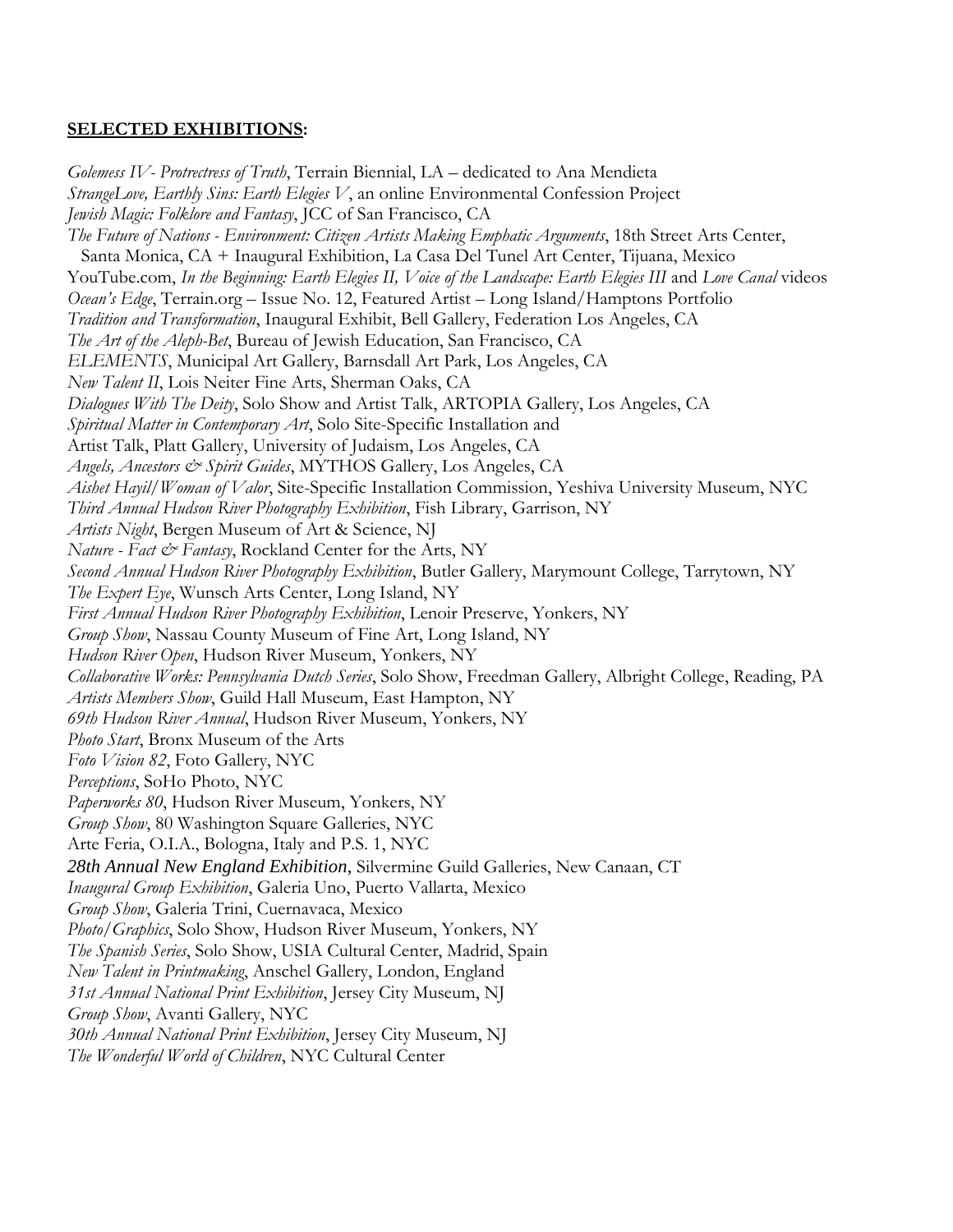**SELECTED EXHIBITIONS:**

*Golemess IV- Protrectress of Truth*, Terrain Biennial, LA – dedicated to Ana Mendieta
*StrangeLove, Earthly Sins: Earth Elegies V*, an online Environmental Confession Project
*Jewish Magic: Folklore and Fantasy*, JCC of San Francisco, CA
*The Future of Nations - Environment: Citizen Artists Making Emphatic Arguments*, 18th Street Arts Center, Santa Monica, CA + Inaugural Exhibition, La Casa Del Tunel Art Center, Tijuana, Mexico
YouTube.com, *In the Beginning: Earth Elegies II, Voice of the Landscape: Earth Elegies III* and *Love Canal* videos
*Ocean's Edge*, Terrain.org – Issue No. 12, Featured Artist – Long Island/Hamptons Portfolio
*Tradition and Transformation*, Inaugural Exhibit, Bell Gallery, Federation Los Angeles, CA
*The Art of the Aleph-Bet*, Bureau of Jewish Education, San Francisco, CA
*ELEMENTS*, Municipal Art Gallery, Barnsdall Art Park, Los Angeles, CA
*New Talent II*, Lois Neiter Fine Arts, Sherman Oaks, CA
*Dialogues With The Deity*, Solo Show and Artist Talk, ARTOPIA Gallery, Los Angeles, CA
*Spiritual Matter in Contemporary Art*, Solo Site-Specific Installation and
Artist Talk, Platt Gallery, University of Judaism, Los Angeles, CA
*Angels, Ancestors & Spirit Guides*, MYTHOS Gallery, Los Angeles, CA
*Aishet Hayil/Woman of Valor*, Site-Specific Installation Commission, Yeshiva University Museum, NYC
*Third Annual Hudson River Photography Exhibition*, Fish Library, Garrison, NY
*Artists Night*, Bergen Museum of Art & Science, NJ
*Nature - Fact & Fantasy*, Rockland Center for the Arts, NY
*Second Annual Hudson River Photography Exhibition*, Butler Gallery, Marymount College, Tarrytown, NY
*The Expert Eye*, Wunsch Arts Center, Long Island, NY
*First Annual Hudson River Photography Exhibition*, Lenoir Preserve, Yonkers, NY
*Group Show*, Nassau County Museum of Fine Art, Long Island, NY
*Hudson River Open*, Hudson River Museum, Yonkers, NY
*Collaborative Works: Pennsylvania Dutch Series*, Solo Show, Freedman Gallery, Albright College, Reading, PA
*Artists Members Show*, Guild Hall Museum, East Hampton, NY
*69th Hudson River Annual*, Hudson River Museum, Yonkers, NY
*Photo Start*, Bronx Museum of the Arts
*Foto Vision 82*, Foto Gallery, NYC
*Perceptions*, SoHo Photo, NYC
*Paperworks 80*, Hudson River Museum, Yonkers, NY
*Group Show*, 80 Washington Square Galleries, NYC
Arte Feria, O.I.A., Bologna, Italy and P.S. 1, NYC
*28th Annual New England Exhibition*, Silvermine Guild Galleries, New Canaan, CT
*Inaugural Group Exhibition*, Galeria Uno, Puerto Vallarta, Mexico
*Group Show*, Galeria Trini, Cuernavaca, Mexico
*Photo/Graphics*, Solo Show, Hudson River Museum, Yonkers, NY
*The Spanish Series*, Solo Show, USIA Cultural Center, Madrid, Spain
*New Talent in Printmaking*, Anschel Gallery, London, England
*31st Annual National Print Exhibition*, Jersey City Museum, NJ
*Group Show*, Avanti Gallery, NYC
*30th Annual National Print Exhibition*, Jersey City Museum, NJ
*The Wonderful World of Children*, NYC Cultural Center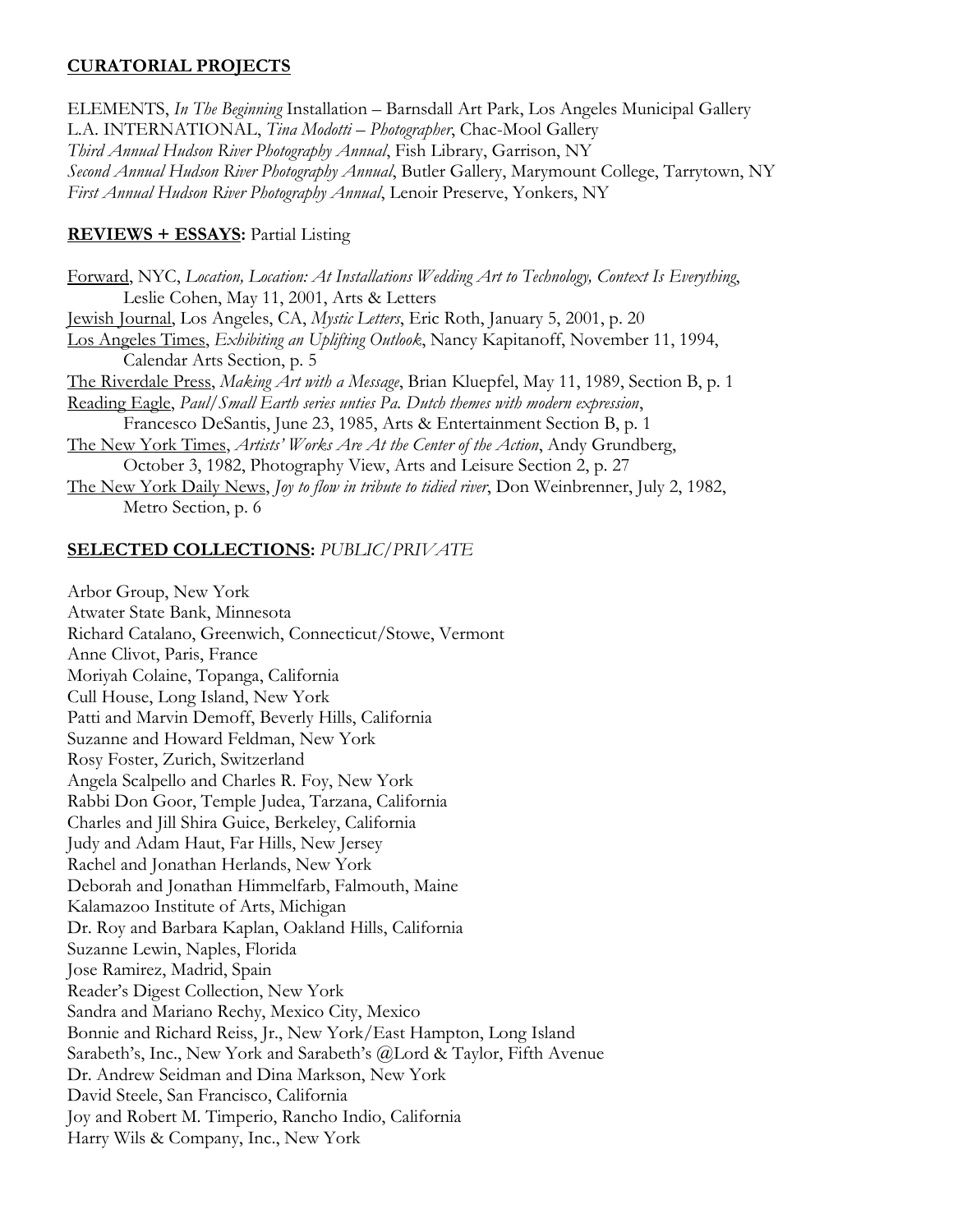## CURATORIAL PROJECTS

ELEMENTS, *In The Beginning* Installation – Barnsdall Art Park, Los Angeles Municipal Gallery
L.A. INTERNATIONAL, *Tina Modotti – Photographer*, Chac-Mool Gallery
*Third Annual Hudson River Photography Annual*, Fish Library, Garrison, NY
*Second Annual Hudson River Photography Annual*, Butler Gallery, Marymount College, Tarrytown, NY
*First Annual Hudson River Photography Annual*, Lenoir Preserve, Yonkers, NY

## REVIEWS + ESSAYS: Partial Listing

Forward, NYC, *Location, Location: At Installations Wedding Art to Technology, Context Is Everything*, Leslie Cohen, May 11, 2001, Arts & Letters
Jewish Journal, Los Angeles, CA, *Mystic Letters*, Eric Roth, January 5, 2001, p. 20
Los Angeles Times, *Exhibiting an Uplifting Outlook*, Nancy Kapitanoff, November 11, 1994, Calendar Arts Section, p. 5
The Riverdale Press, *Making Art with a Message*, Brian Kluepfel, May 11, 1989, Section B, p. 1
Reading Eagle, *Paul/Small Earth series unties Pa. Dutch themes with modern expression*, Francesco DeSantis, June 23, 1985, Arts & Entertainment Section B, p. 1
The New York Times, *Artists' Works Are At the Center of the Action*, Andy Grundberg, October 3, 1982, Photography View, Arts and Leisure Section 2, p. 27
The New York Daily News, *Joy to flow in tribute to tidied river*, Don Weinbrenner, July 2, 1982, Metro Section, p. 6

## SELECTED COLLECTIONS: *PUBLIC/PRIVATE*

Arbor Group, New York
Atwater State Bank, Minnesota
Richard Catalano, Greenwich, Connecticut/Stowe, Vermont
Anne Clivot, Paris, France
Moriyah Colaine, Topanga, California
Cull House, Long Island, New York
Patti and Marvin Demoff, Beverly Hills, California
Suzanne and Howard Feldman, New York
Rosy Foster, Zurich, Switzerland
Angela Scalpello and Charles R. Foy, New York
Rabbi Don Goor, Temple Judea, Tarzana, California
Charles and Jill Shira Guice, Berkeley, California
Judy and Adam Haut, Far Hills, New Jersey
Rachel and Jonathan Herlands, New York
Deborah and Jonathan Himmelfarb, Falmouth, Maine
Kalamazoo Institute of Arts, Michigan
Dr. Roy and Barbara Kaplan, Oakland Hills, California
Suzanne Lewin, Naples, Florida
Jose Ramirez, Madrid, Spain
Reader's Digest Collection, New York
Sandra and Mariano Rechy, Mexico City, Mexico
Bonnie and Richard Reiss, Jr., New York/East Hampton, Long Island
Sarabeth's, Inc., New York and Sarabeth's @Lord & Taylor, Fifth Avenue
Dr. Andrew Seidman and Dina Markson, New York
David Steele, San Francisco, California
Joy and Robert M. Timperio, Rancho Indio, California
Harry Wils & Company, Inc., New York